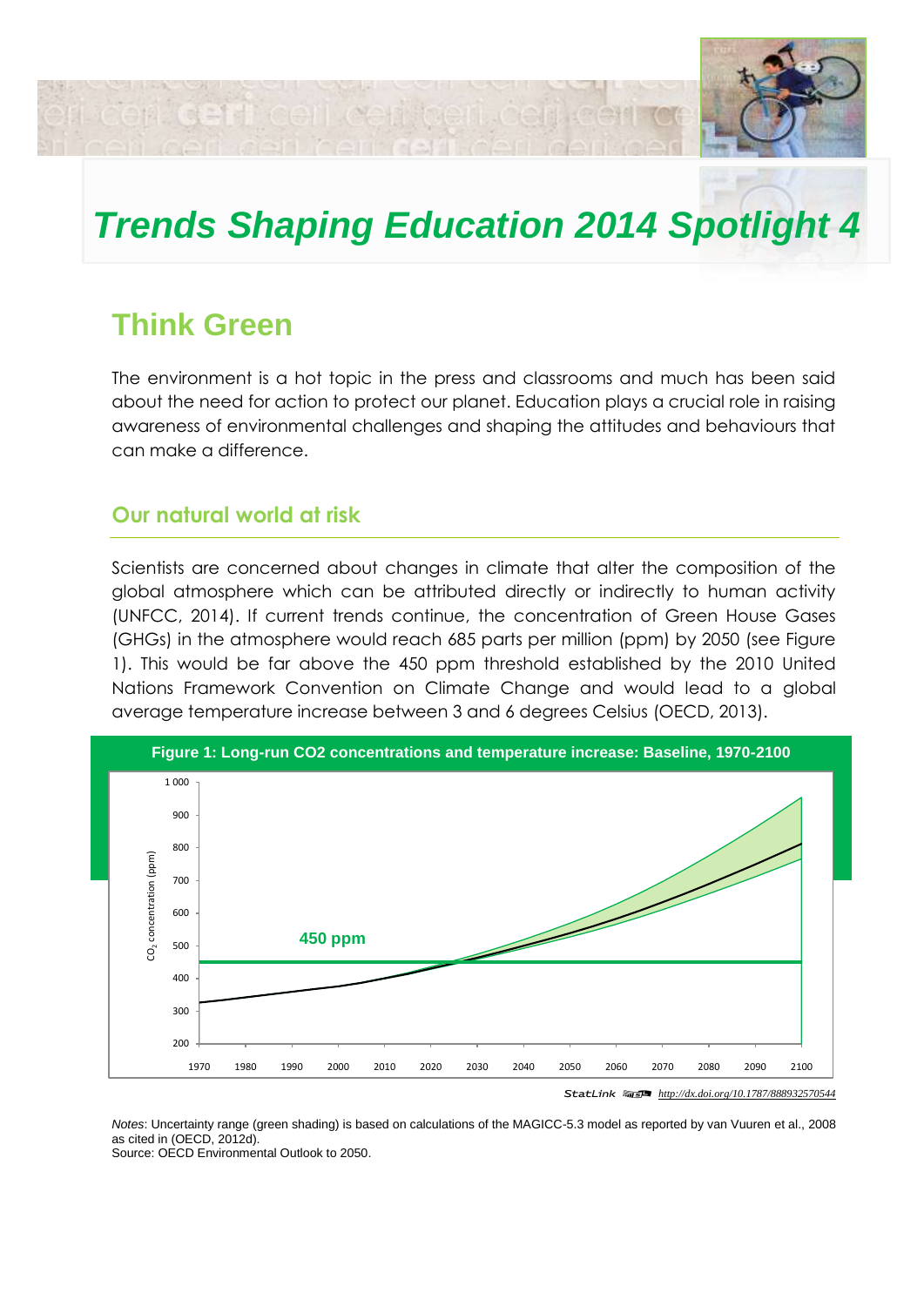# Trends Shaping Education 2014 Spotlight 4

## Think Green

The environment is a hot topic in the press and classrooms and much has been said about the need for action to protect our planet. Education plays a crucial role in raising awareness of environmental challenges and shaping the attitudes and behaviours that can make a difference.

### Our natural world at risk

Scientists are concerned about changes in climate that alter the composition of the global atmosphere which can be attributed directly or indirectly to human activity (UNFCC, 2014). If current trends continue, the concentration of Green House Gases (GHGs) in the atmosphere would reach 685 parts per million (ppm) by 2050 (see Figure 1). This would be far above the 450 ppm threshold established by the 2010 United Nations Framework Convention on Climate Change and would lead to a global average temperature increase between 3 and 6 degrees Celsius (OECD, 2013).

**Figure 1: Long-run CO2 concentrations and temperature increase: Baseline, 1970-2100**

StatLink http://dx.doi.org/10.1787/888932570544

*Notes*: Uncertainty range (green shading) is based on calculations of the MAGICC-5.3 model as reported by van Vuuren et al., 2008 as cited in (OECD, 2012d).
Source: OECD Environmental Outlook to 2050.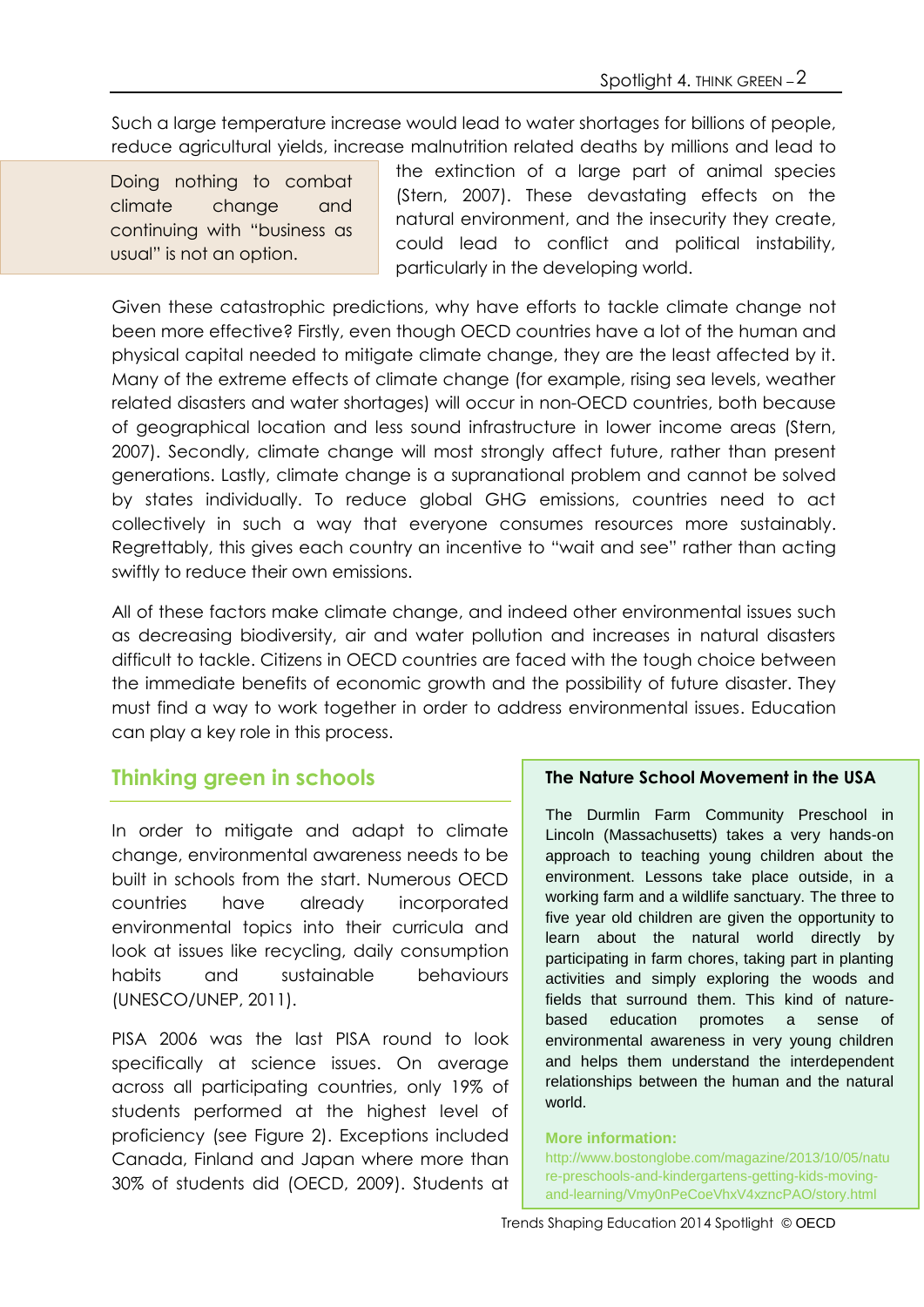Such a large temperature increase would lead to water shortages for billions of people, reduce agricultural yields, increase malnutrition related deaths by millions and lead to the extinction of a large part of animal species (Stern, 2007). These devastating effects on the natural environment, and the insecurity they create, could lead to conflict and political instability, particularly in the developing world.

> Doing nothing to combat climate change and continuing with "business as usual" is not an option.

Given these catastrophic predictions, why have efforts to tackle climate change not been more effective? Firstly, even though OECD countries have a lot of the human and physical capital needed to mitigate climate change, they are the least affected by it. Many of the extreme effects of climate change (for example, rising sea levels, weather related disasters and water shortages) will occur in non-OECD countries, both because of geographical location and less sound infrastructure in lower income areas (Stern, 2007). Secondly, climate change will most strongly affect future, rather than present generations. Lastly, climate change is a supranational problem and cannot be solved by states individually. To reduce global GHG emissions, countries need to act collectively in such a way that everyone consumes resources more sustainably. Regrettably, this gives each country an incentive to "wait and see" rather than acting swiftly to reduce their own emissions.

All of these factors make climate change, and indeed other environmental issues such as decreasing biodiversity, air and water pollution and increases in natural disasters difficult to tackle. Citizens in OECD countries are faced with the tough choice between the immediate benefits of economic growth and the possibility of future disaster. They must find a way to work together in order to address environmental issues. Education can play a key role in this process.

## Thinking green in schools

In order to mitigate and adapt to climate change, environmental awareness needs to be built in schools from the start. Numerous OECD countries have already incorporated environmental topics into their curricula and look at issues like recycling, daily consumption habits and sustainable behaviours (UNESCO/UNEP, 2011).

PISA 2006 was the last PISA round to look specifically at science issues. On average across all participating countries, only 19% of students performed at the highest level of proficiency (see Figure 2). Exceptions included Canada, Finland and Japan where more than 30% of students did (OECD, 2009). Students at

> **The Nature School Movement in the USA**
>
> The Durmlin Farm Community Preschool in Lincoln (Massachusetts) takes a very hands-on approach to teaching young children about the environment. Lessons take place outside, in a working farm and a wildlife sanctuary. The three to five year old children are given the opportunity to learn about the natural world directly by participating in farm chores, taking part in planting activities and simply exploring the woods and fields that surround them. This kind of nature-based education promotes a sense of environmental awareness in very young children and helps them understand the interdependent relationships between the human and the natural world.
>
> **More information:**
> http://www.bostonglobe.com/magazine/2013/10/05/nature-preschools-and-kindergartens-getting-kids-moving-and-learning/Vmy0nPeCoeVhxV4xzncPAO/story.html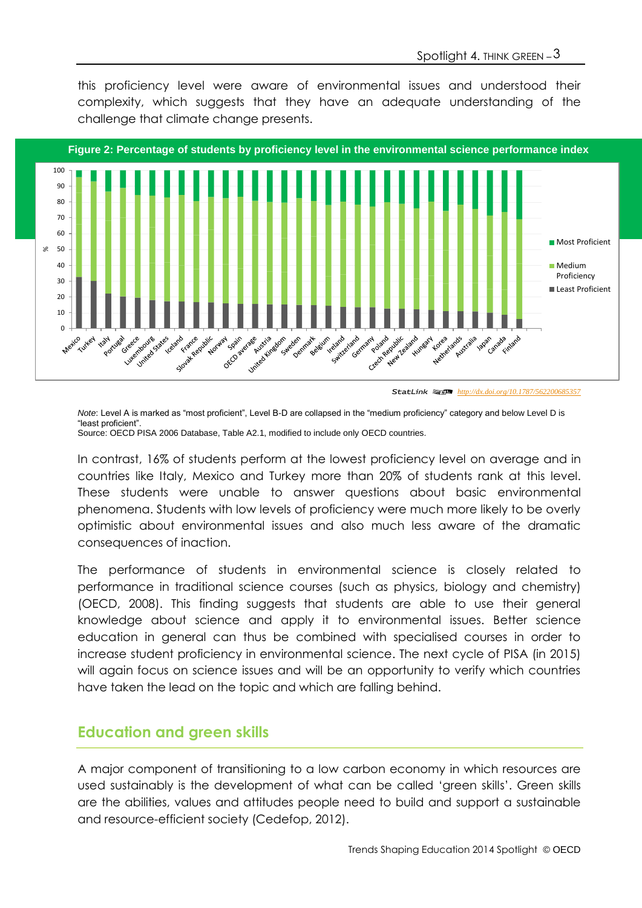this proficiency level were aware of environmental issues and understood their complexity, which suggests that they have an adequate understanding of the challenge that climate change presents.

**Figure 2: Percentage of students by proficiency level in the environmental science performance index**

StatLink http://dx.doi.org/10.1787/562200685357

*Note*: Level A is marked as "most proficient", Level B-D are collapsed in the "medium proficiency" category and below Level D is "least proficient".
Source: OECD PISA 2006 Database, Table A2.1, modified to include only OECD countries.

In contrast, 16% of students perform at the lowest proficiency level on average and in countries like Italy, Mexico and Turkey more than 20% of students rank at this level. These students were unable to answer questions about basic environmental phenomena. Students with low levels of proficiency were much more likely to be overly optimistic about environmental issues and also much less aware of the dramatic consequences of inaction.

The performance of students in environmental science is closely related to performance in traditional science courses (such as physics, biology and chemistry) (OECD, 2008). This finding suggests that students are able to use their general knowledge about science and apply it to environmental issues. Better science education in general can thus be combined with specialised courses in order to increase student proficiency in environmental science. The next cycle of PISA (in 2015) will again focus on science issues and will be an opportunity to verify which countries have taken the lead on the topic and which are falling behind.

## Education and green skills

A major component of transitioning to a low carbon economy in which resources are used sustainably is the development of what can be called 'green skills'. Green skills are the abilities, values and attitudes people need to build and support a sustainable and resource-efficient society (Cedefop, 2012).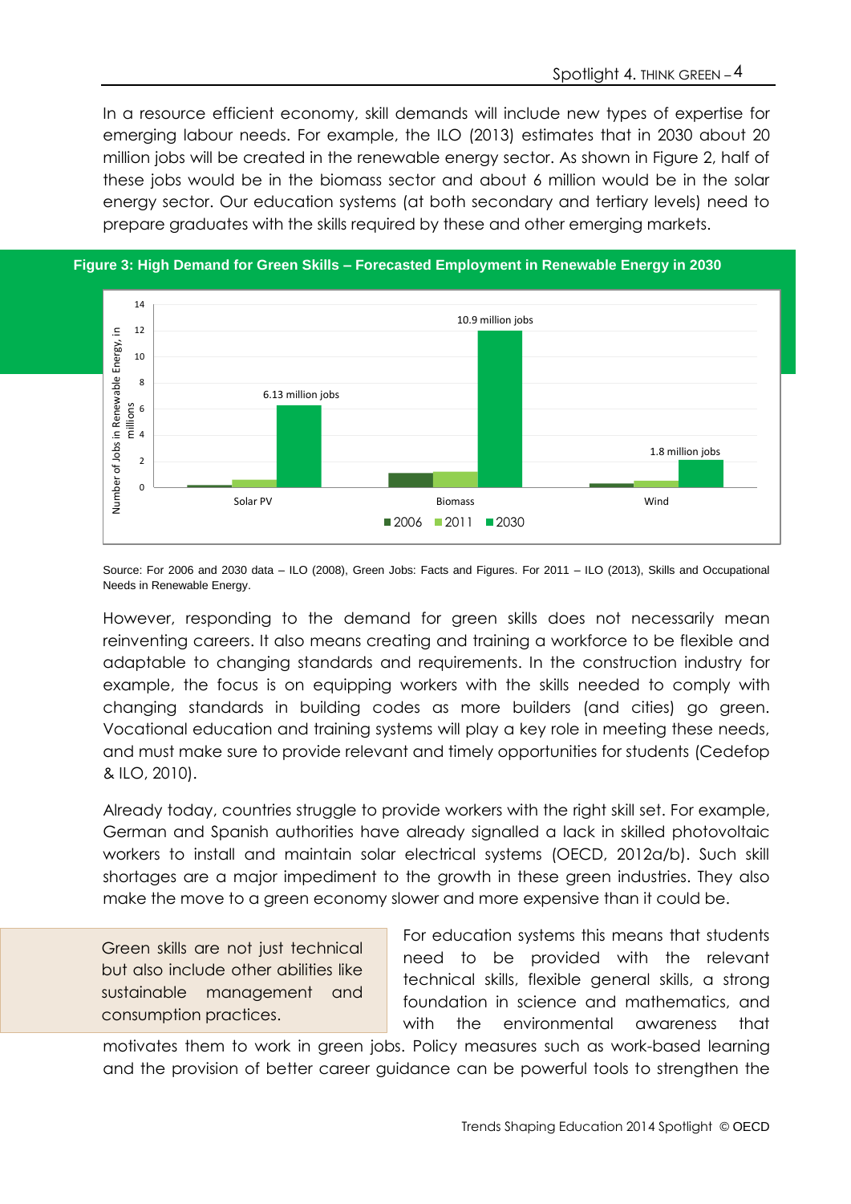In a resource efficient economy, skill demands will include new types of expertise for emerging labour needs. For example, the ILO (2013) estimates that in 2030 about 20 million jobs will be created in the renewable energy sector. As shown in Figure 2, half of these jobs would be in the biomass sector and about 6 million would be in the solar energy sector. Our education systems (at both secondary and tertiary levels) need to prepare graduates with the skills required by these and other emerging markets.

**Figure 3: High Demand for Green Skills – Forecasted Employment in Renewable Energy in 2030**

Source: For 2006 and 2030 data – ILO (2008), Green Jobs: Facts and Figures. For 2011 – ILO (2013), Skills and Occupational Needs in Renewable Energy.

However, responding to the demand for green skills does not necessarily mean reinventing careers. It also means creating and training a workforce to be flexible and adaptable to changing standards and requirements. In the construction industry for example, the focus is on equipping workers with the skills needed to comply with changing standards in building codes as more builders (and cities) go green. Vocational education and training systems will play a key role in meeting these needs, and must make sure to provide relevant and timely opportunities for students (Cedefop & ILO, 2010).

Already today, countries struggle to provide workers with the right skill set. For example, German and Spanish authorities have already signalled a lack in skilled photovoltaic workers to install and maintain solar electrical systems (OECD, 2012a/b). Such skill shortages are a major impediment to the growth in these green industries. They also make the move to a green economy slower and more expensive than it could be.

> Green skills are not just technical but also include other abilities like sustainable management and consumption practices.

For education systems this means that students need to be provided with the relevant technical skills, flexible general skills, a strong foundation in science and mathematics, and with the environmental awareness that motivates them to work in green jobs. Policy measures such as work-based learning and the provision of better career guidance can be powerful tools to strengthen the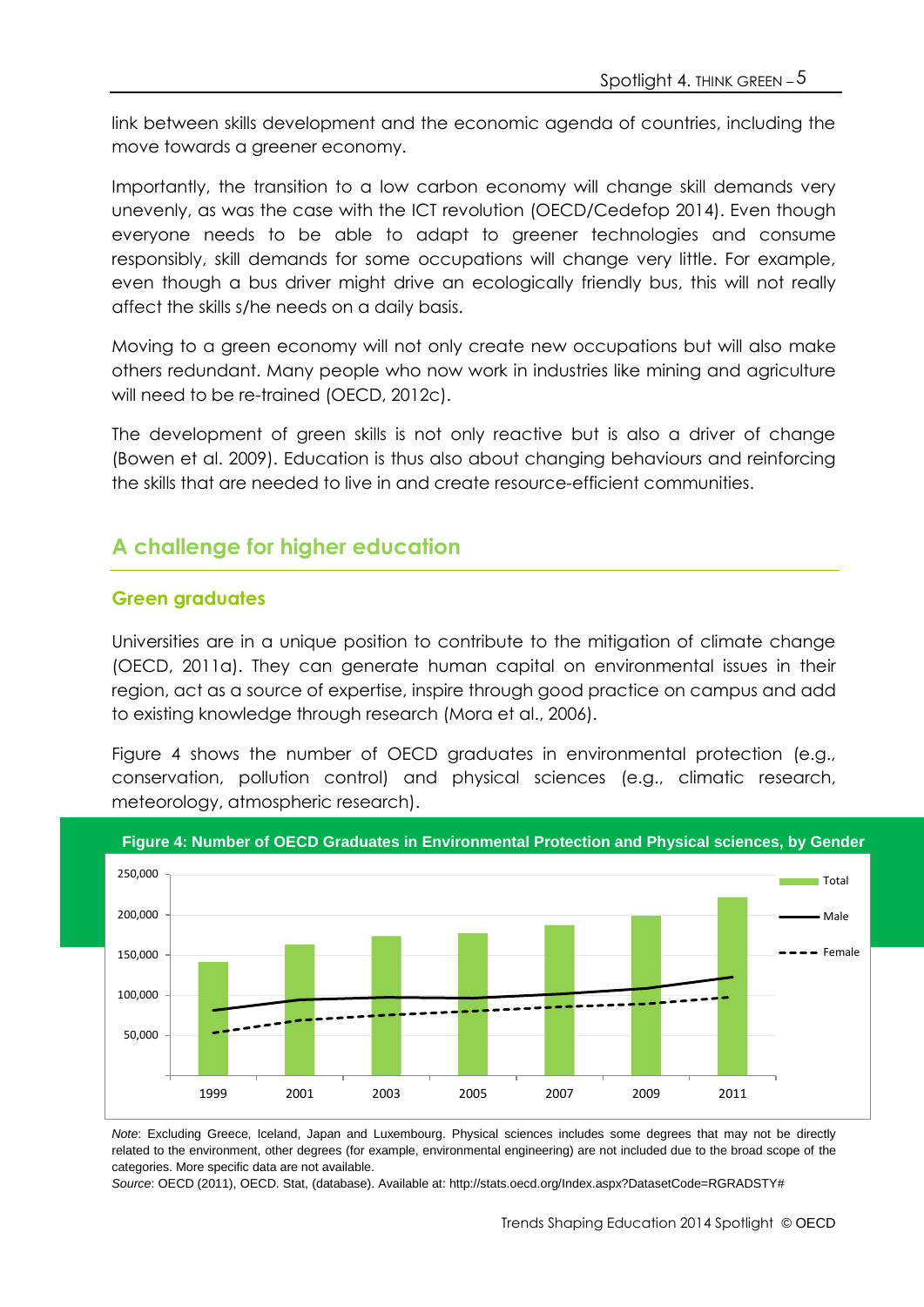link between skills development and the economic agenda of countries, including the move towards a greener economy.

Importantly, the transition to a low carbon economy will change skill demands very unevenly, as was the case with the ICT revolution (OECD/Cedefop 2014). Even though everyone needs to be able to adapt to greener technologies and consume responsibly, skill demands for some occupations will change very little. For example, even though a bus driver might drive an ecologically friendly bus, this will not really affect the skills s/he needs on a daily basis.

Moving to a green economy will not only create new occupations but will also make others redundant. Many people who now work in industries like mining and agriculture will need to be re-trained (OECD, 2012c).

The development of green skills is not only reactive but is also a driver of change (Bowen et al. 2009). Education is thus also about changing behaviours and reinforcing the skills that are needed to live in and create resource-efficient communities.

## A challenge for higher education

### Green graduates

Universities are in a unique position to contribute to the mitigation of climate change (OECD, 2011a). They can generate human capital on environmental issues in their region, act as a source of expertise, inspire through good practice on campus and add to existing knowledge through research (Mora et al., 2006).

Figure 4 shows the number of OECD graduates in environmental protection (e.g., conservation, pollution control) and physical sciences (e.g., climatic research, meteorology, atmospheric research).

**Figure 4: Number of OECD Graduates in Environmental Protection and Physical sciences, by Gender**

*Note*: Excluding Greece, Iceland, Japan and Luxembourg. Physical sciences includes some degrees that may not be directly related to the environment, other degrees (for example, environmental engineering) are not included due to the broad scope of the categories. More specific data are not available.

*Source*: OECD (2011), OECD. Stat, (database). Available at: http://stats.oecd.org/Index.aspx?DatasetCode=RGRADSTY#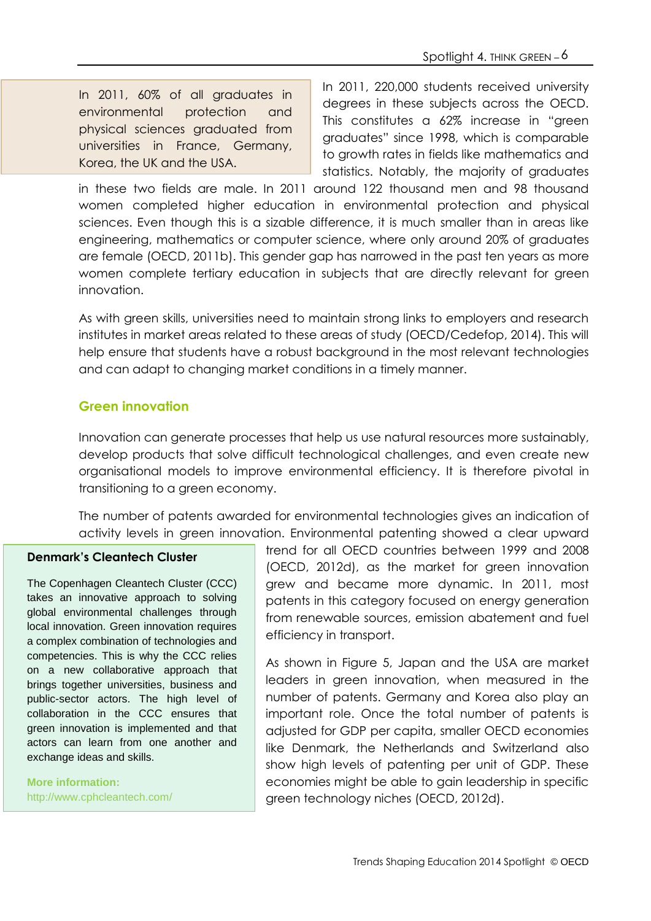> In 2011, 60% of all graduates in environmental protection and physical sciences graduated from universities in France, Germany, Korea, the UK and the USA.

In 2011, 220,000 students received university degrees in these subjects across the OECD. This constitutes a 62% increase in "green graduates" since 1998, which is comparable to growth rates in fields like mathematics and statistics. Notably, the majority of graduates in these two fields are male. In 2011 around 122 thousand men and 98 thousand women completed higher education in environmental protection and physical sciences. Even though this is a sizable difference, it is much smaller than in areas like engineering, mathematics or computer science, where only around 20% of graduates are female (OECD, 2011b). This gender gap has narrowed in the past ten years as more women complete tertiary education in subjects that are directly relevant for green innovation.

As with green skills, universities need to maintain strong links to employers and research institutes in market areas related to these areas of study (OECD/Cedefop, 2014). This will help ensure that students have a robust background in the most relevant technologies and can adapt to changing market conditions in a timely manner.

## Green innovation

Innovation can generate processes that help us use natural resources more sustainably, develop products that solve difficult technological challenges, and even create new organisational models to improve environmental efficiency. It is therefore pivotal in transitioning to a green economy.

The number of patents awarded for environmental technologies gives an indication of activity levels in green innovation. Environmental patenting showed a clear upward trend for all OECD countries between 1999 and 2008 (OECD, 2012d), as the market for green innovation grew and became more dynamic. In 2011, most patents in this category focused on energy generation from renewable sources, emission abatement and fuel efficiency in transport.

As shown in Figure 5, Japan and the USA are market leaders in green innovation, when measured in the number of patents. Germany and Korea also play an important role. Once the total number of patents is adjusted for GDP per capita, smaller OECD economies like Denmark, the Netherlands and Switzerland also show high levels of patenting per unit of GDP. These economies might be able to gain leadership in specific green technology niches (OECD, 2012d).

> **Denmark's Cleantech Cluster**
>
> The Copenhagen Cleantech Cluster (CCC) takes an innovative approach to solving global environmental challenges through local innovation. Green innovation requires a complex combination of technologies and competencies. This is why the CCC relies on a new collaborative approach that brings together universities, business and public-sector actors. The high level of collaboration in the CCC ensures that green innovation is implemented and that actors can learn from one another and exchange ideas and skills.
>
> **More information:**
> http://www.cphcleantech.com/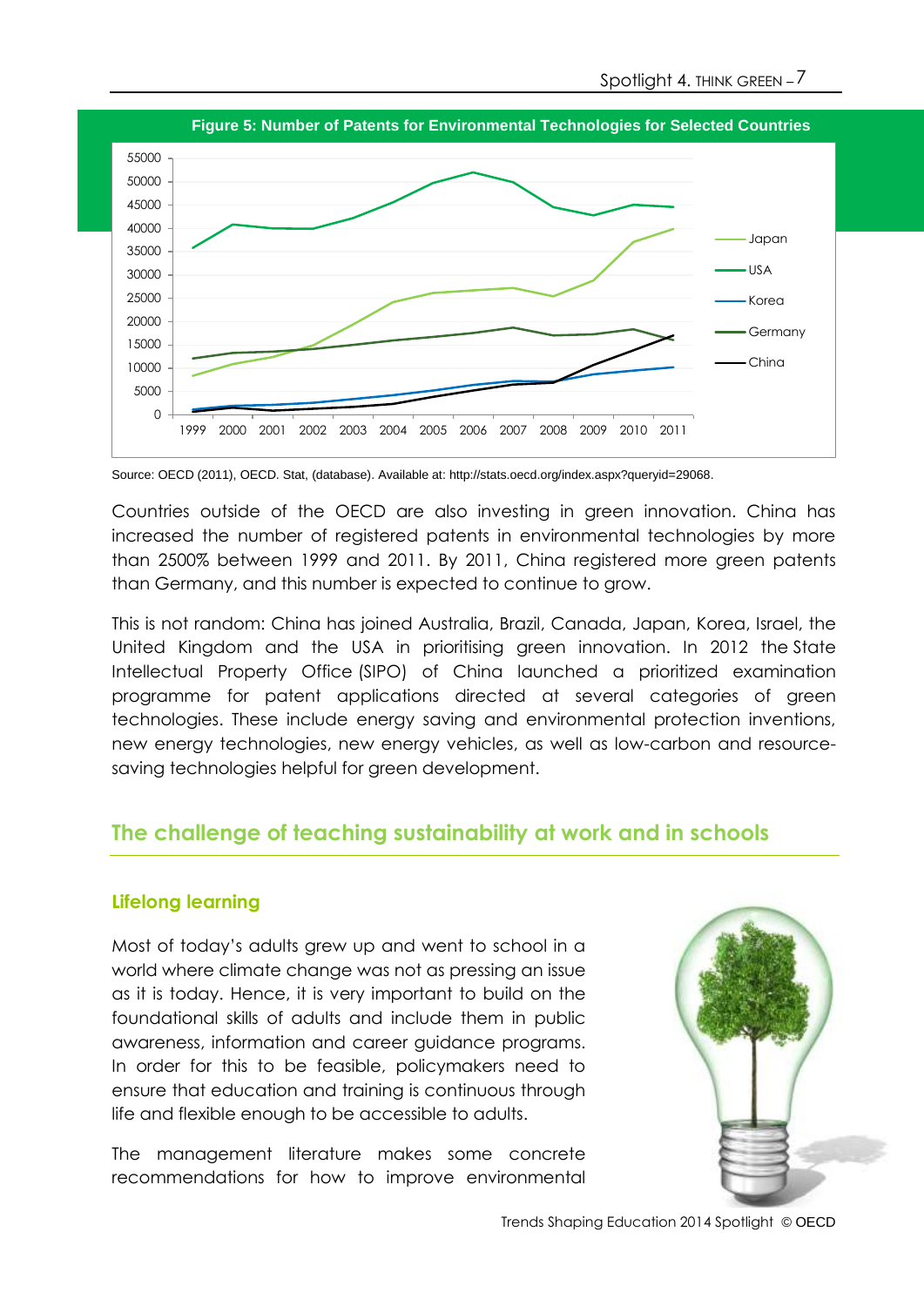**Figure 5: Number of Patents for Environmental Technologies for Selected Countries**

Source: OECD (2011), OECD. Stat, (database). Available at: http://stats.oecd.org/index.aspx?queryid=29068.

Countries outside of the OECD are also investing in green innovation. China has increased the number of registered patents in environmental technologies by more than 2500% between 1999 and 2011. By 2011, China registered more green patents than Germany, and this number is expected to continue to grow.

This is not random: China has joined Australia, Brazil, Canada, Japan, Korea, Israel, the United Kingdom and the USA in prioritising green innovation. In 2012 the State Intellectual Property Office (SIPO) of China launched a prioritized examination programme for patent applications directed at several categories of green technologies. These include energy saving and environmental protection inventions, new energy technologies, new energy vehicles, as well as low-carbon and resource-saving technologies helpful for green development.

## The challenge of teaching sustainability at work and in schools

### Lifelong learning

Most of today's adults grew up and went to school in a world where climate change was not as pressing an issue as it is today. Hence, it is very important to build on the foundational skills of adults and include them in public awareness, information and career guidance programs. In order for this to be feasible, policymakers need to ensure that education and training is continuous through life and flexible enough to be accessible to adults.

The management literature makes some concrete recommendations for how to improve environmental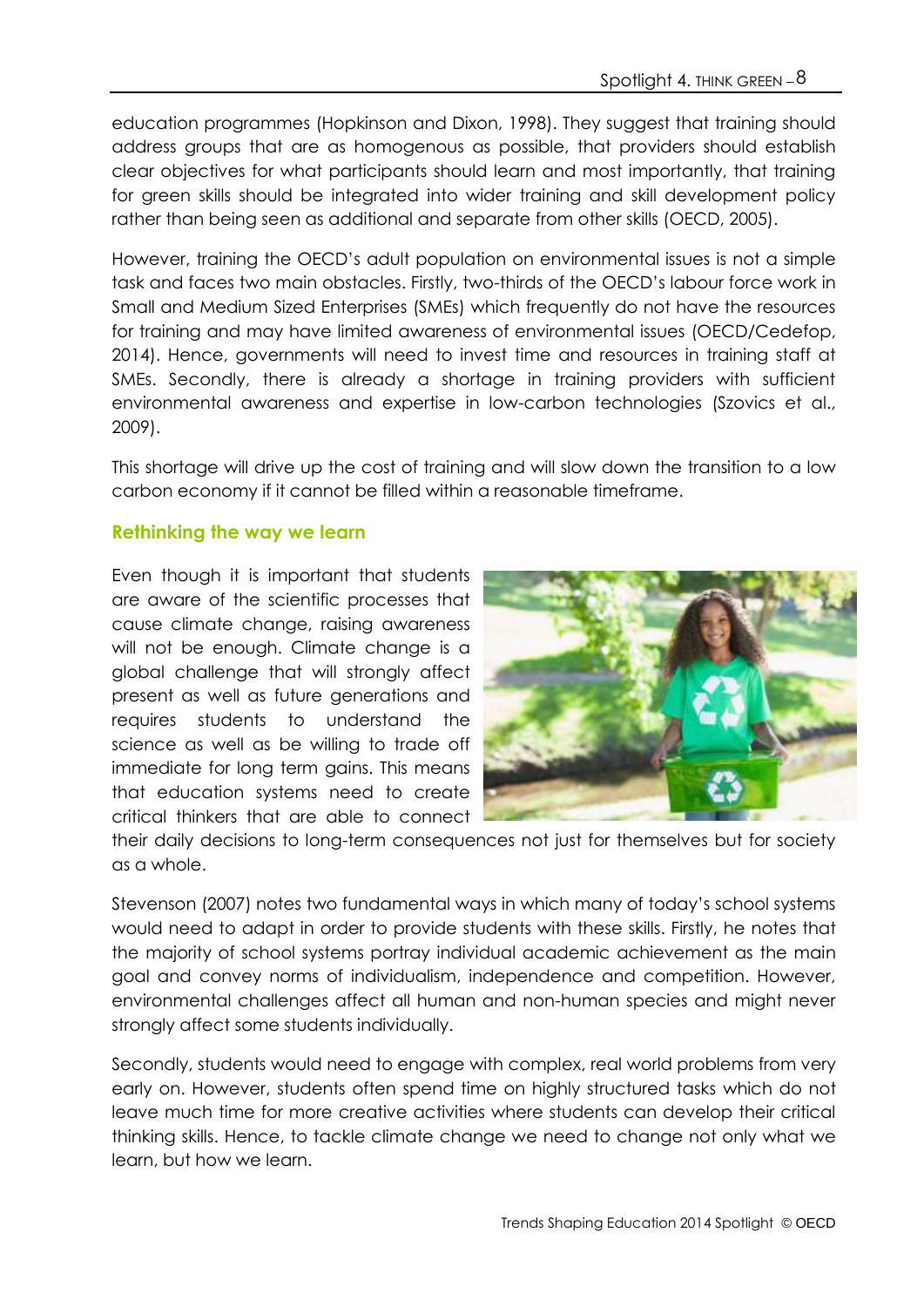education programmes (Hopkinson and Dixon, 1998). They suggest that training should address groups that are as homogenous as possible, that providers should establish clear objectives for what participants should learn and most importantly, that training for green skills should be integrated into wider training and skill development policy rather than being seen as additional and separate from other skills (OECD, 2005).

However, training the OECD's adult population on environmental issues is not a simple task and faces two main obstacles. Firstly, two-thirds of the OECD's labour force work in Small and Medium Sized Enterprises (SMEs) which frequently do not have the resources for training and may have limited awareness of environmental issues (OECD/Cedefop, 2014). Hence, governments will need to invest time and resources in training staff at SMEs. Secondly, there is already a shortage in training providers with sufficient environmental awareness and expertise in low-carbon technologies (Szovics et al., 2009).

This shortage will drive up the cost of training and will slow down the transition to a low carbon economy if it cannot be filled within a reasonable timeframe.

### Rethinking the way we learn

Even though it is important that students are aware of the scientific processes that cause climate change, raising awareness will not be enough. Climate change is a global challenge that will strongly affect present as well as future generations and requires students to understand the science as well as be willing to trade off immediate for long term gains. This means that education systems need to create critical thinkers that are able to connect their daily decisions to long-term consequences not just for themselves but for society as a whole.

Stevenson (2007) notes two fundamental ways in which many of today's school systems would need to adapt in order to provide students with these skills. Firstly, he notes that the majority of school systems portray individual academic achievement as the main goal and convey norms of individualism, independence and competition. However, environmental challenges affect all human and non-human species and might never strongly affect some students individually.

Secondly, students would need to engage with complex, real world problems from very early on. However, students often spend time on highly structured tasks which do not leave much time for more creative activities where students can develop their critical thinking skills. Hence, to tackle climate change we need to change not only what we learn, but how we learn.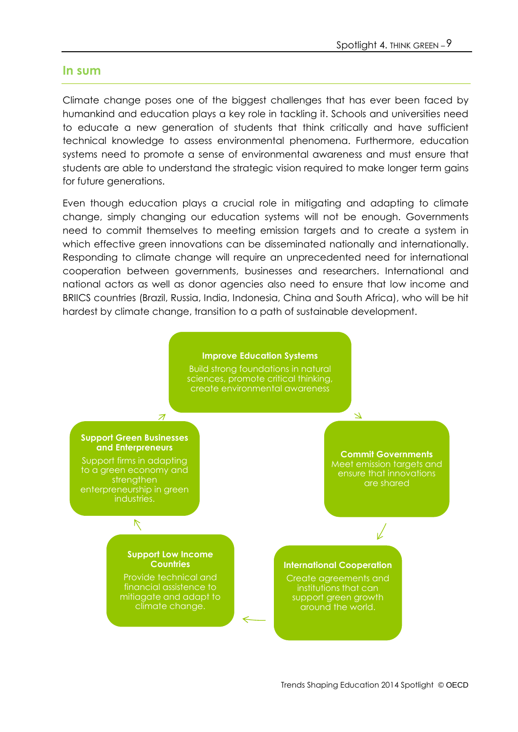## In sum

Climate change poses one of the biggest challenges that has ever been faced by humankind and education plays a key role in tackling it. Schools and universities need to educate a new generation of students that think critically and have sufficient technical knowledge to assess environmental phenomena. Furthermore, education systems need to promote a sense of environmental awareness and must ensure that students are able to understand the strategic vision required to make longer term gains for future generations.

Even though education plays a crucial role in mitigating and adapting to climate change, simply changing our education systems will not be enough. Governments need to commit themselves to meeting emission targets and to create a system in which effective green innovations can be disseminated nationally and internationally. Responding to climate change will require an unprecedented need for international cooperation between governments, businesses and researchers. International and national actors as well as donor agencies also need to ensure that low income and BRIICS countries (Brazil, Russia, India, Indonesia, China and South Africa), who will be hit hardest by climate change, transition to a path of sustainable development.

**Improve Education Systems**
Build strong foundations in natural sciences, promote critical thinking, create environmental awareness

**Commit Governments**
Meet emission targets and ensure that innovations are shared

**International Cooperation**
Create agreements and institutions that can support green growth around the world.

**Support Low Income Countries**
Provide technical and financial assistence to mitiagate and adapt to climate change.

**Support Green Businesses and Enterpreneurs**
Support firms in adapting to a green economy and strengthen enterpreneurship in green industries.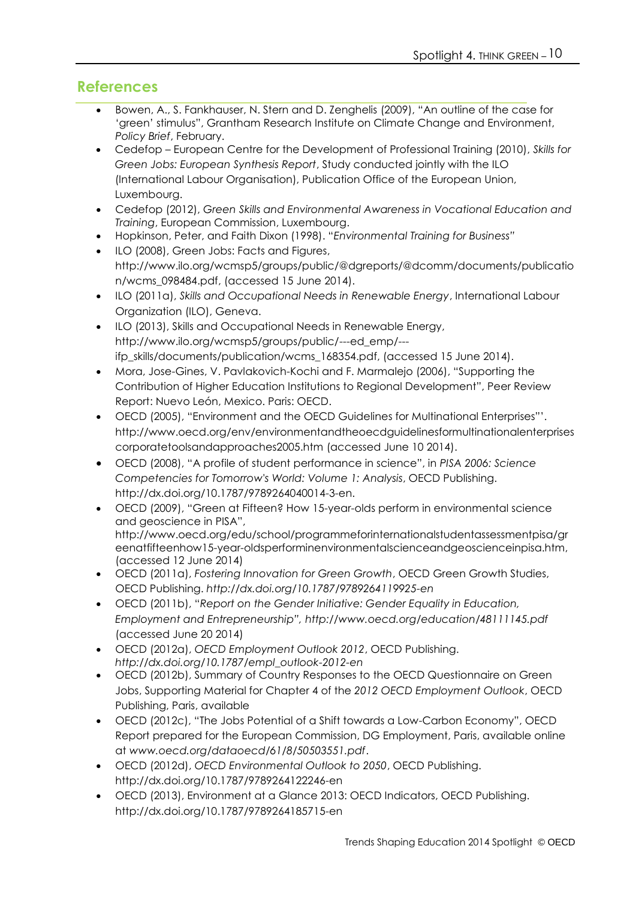## References

- Bowen, A., S. Fankhauser, N. Stern and D. Zenghelis (2009), "An outline of the case for 'green' stimulus", Grantham Research Institute on Climate Change and Environment, *Policy Brief*, February.
- Cedefop – European Centre for the Development of Professional Training (2010), *Skills for Green Jobs: European Synthesis Report*, Study conducted jointly with the ILO (International Labour Organisation), Publication Office of the European Union, Luxembourg.
- Cedefop (2012), *Green Skills and Environmental Awareness in Vocational Education and Training*, European Commission, Luxembourg.
- Hopkinson, Peter, and Faith Dixon (1998). "*Environmental Training for Business"*
- ILO (2008), Green Jobs: Facts and Figures, http://www.ilo.org/wcmsp5/groups/public/@dgreports/@dcomm/documents/publication/wcms_098484.pdf, (accessed 15 June 2014).
- ILO (2011a), *Skills and Occupational Needs in Renewable Energy*, International Labour Organization (ILO), Geneva.
- ILO (2013), Skills and Occupational Needs in Renewable Energy, http://www.ilo.org/wcmsp5/groups/public/---ed_emp/---ifp_skills/documents/publication/wcms_168354.pdf, (accessed 15 June 2014).
- Mora, Jose-Gines, V. Pavlakovich-Kochi and F. Marmalejo (2006), "Supporting the Contribution of Higher Education Institutions to Regional Development", Peer Review Report: Nuevo León, Mexico. Paris: OECD.
- OECD (2005), "Environment and the OECD Guidelines for Multinational Enterprises"'. http://www.oecd.org/env/environmentandtheoecdguidelinesformultinationalenterprisescorporatetoolsandapproaches2005.htm (accessed June 10 2014).
- OECD (2008), "A profile of student performance in science", in *PISA 2006: Science Competencies for Tomorrow's World: Volume 1: Analysis*, OECD Publishing. http://dx.doi.org/10.1787/9789264040014-3-en.
- OECD (2009), "Green at Fifteen? How 15-year-olds perform in environmental science and geoscience in PISA", http://www.oecd.org/edu/school/programmeforinternationalstudentassessmentpisa/greenatfifteenhow15-year-oldsperforminenvironmentalscienceandgeoscienceinpisa.htm, (accessed 12 June 2014)
- OECD (2011a), *Fostering Innovation for Green Growth*, OECD Green Growth Studies, OECD Publishing. *http://dx.doi.org/10.1787/9789264119925-en*
- OECD (2011b), "*Report on the Gender Initiative: Gender Equality in Education, Employment and Entrepreneurship", http://www.oecd.org/education/48111145.pdf* (accessed June 20 2014)
- OECD (2012a), *OECD Employment Outlook 2012*, OECD Publishing. *http://dx.doi.org/10.1787/empl_outlook-2012-en*
- OECD (2012b), Summary of Country Responses to the OECD Questionnaire on Green Jobs, Supporting Material for Chapter 4 of the *2012 OECD Employment Outlook*, OECD Publishing, Paris, available
- OECD (2012c), "The Jobs Potential of a Shift towards a Low-Carbon Economy", OECD Report prepared for the European Commission, DG Employment, Paris, available online at *www.oecd.org/dataoecd/61/8/50503551.pdf*.
- OECD (2012d), *OECD Environmental Outlook to 2050*, OECD Publishing. http://dx.doi.org/10.1787/9789264122246-en
- OECD (2013), Environment at a Glance 2013: OECD Indicators, OECD Publishing. http://dx.doi.org/10.1787/9789264185715-en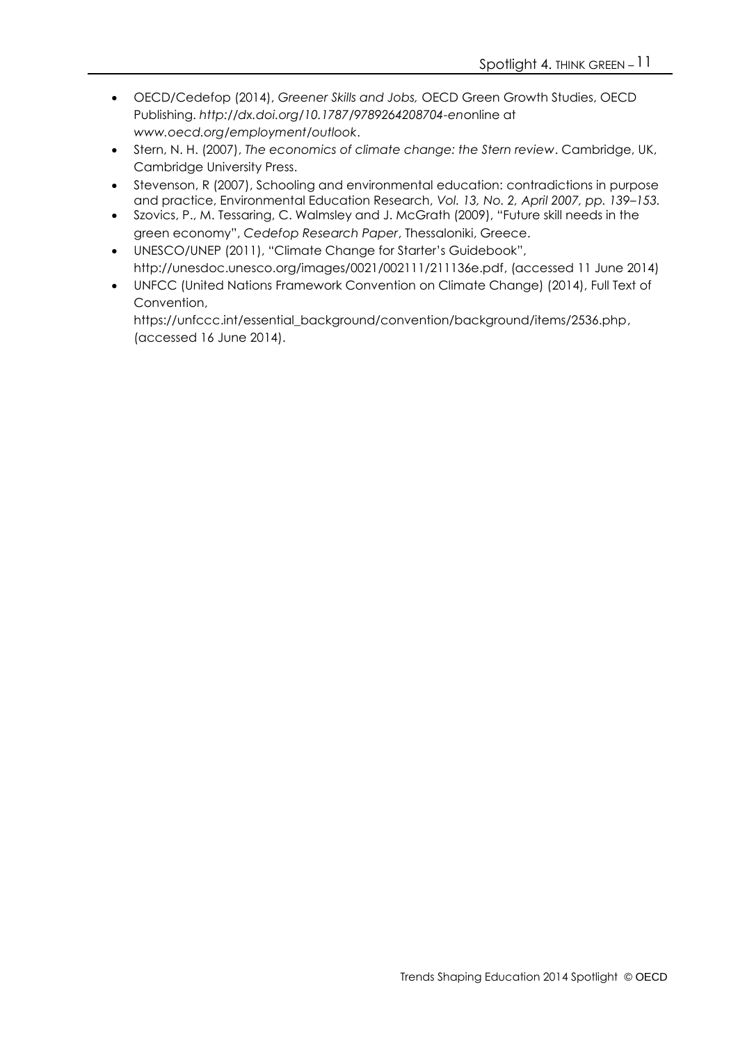- OECD/Cedefop (2014), *Greener Skills and Jobs,* OECD Green Growth Studies, OECD Publishing. *http://dx.doi.org/10.1787/9789264208704-en*online at *www.oecd.org/employment/outlook*.
- Stern, N. H. (2007), *The economics of climate change: the Stern review*. Cambridge, UK, Cambridge University Press.
- Stevenson, R (2007), Schooling and environmental education: contradictions in purpose and practice, Environmental Education Research, *Vol. 13, No. 2, April 2007, pp. 139–153.*
- Szovics, P., M. Tessaring, C. Walmsley and J. McGrath (2009), "Future skill needs in the green economy", *Cedefop Research Paper*, Thessaloniki, Greece.
- UNESCO/UNEP (2011), "Climate Change for Starter's Guidebook", http://unesdoc.unesco.org/images/0021/002111/211136e.pdf, (accessed 11 June 2014)
- UNFCC (United Nations Framework Convention on Climate Change) (2014), Full Text of Convention, https://unfccc.int/essential_background/convention/background/items/2536.php, (accessed 16 June 2014).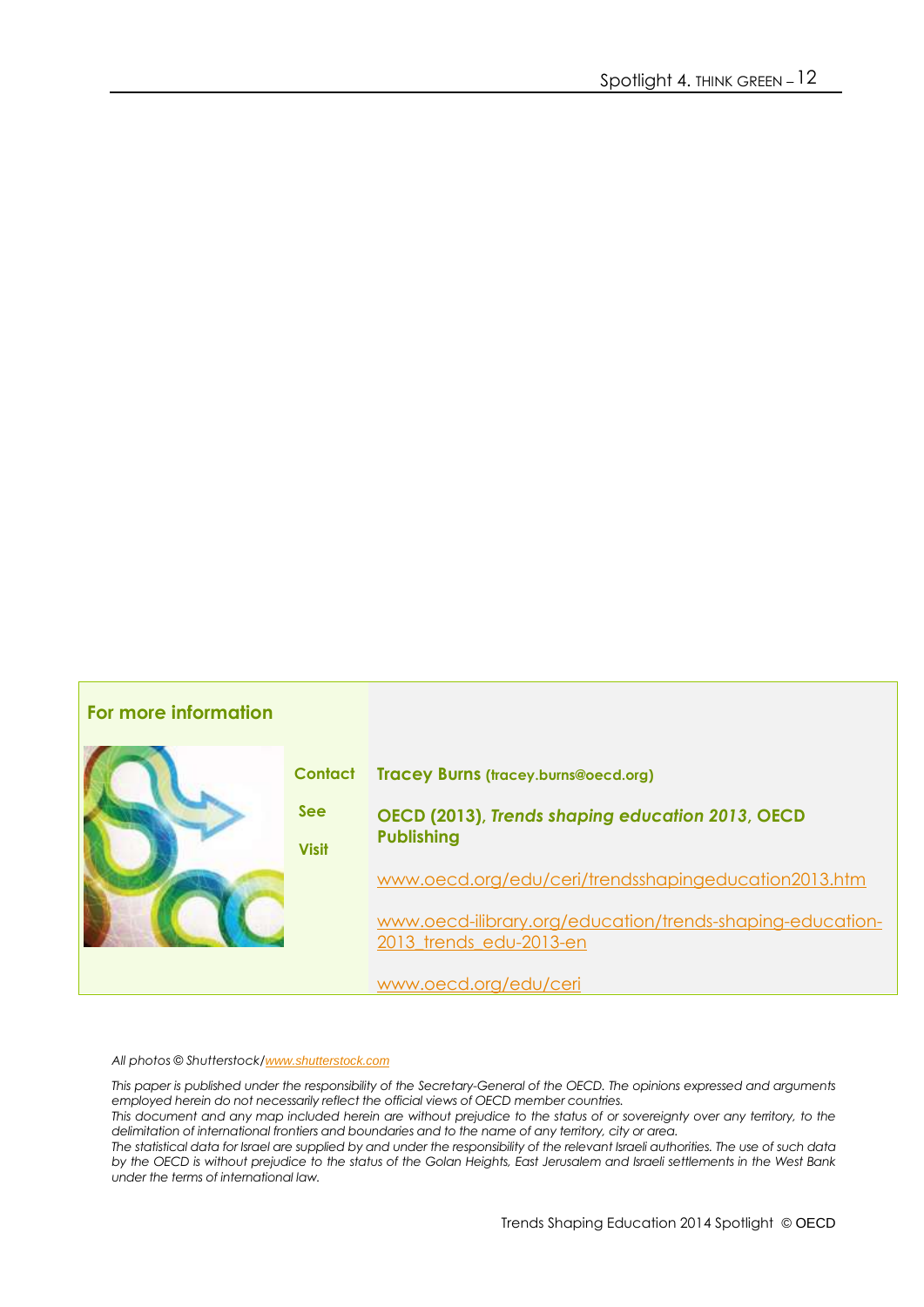## For more information

**Contact** **Tracey Burns (tracey.burns@oecd.org)**

**See** **OECD (2013), *Trends shaping education 2013*, OECD Publishing**

**Visit** www.oecd.org/edu/ceri/trendsshapingeducation2013.htm

www.oecd-ilibrary.org/education/trends-shaping-education-2013_trends_edu-2013-en

www.oecd.org/edu/ceri

*All photos © Shutterstock/www.shutterstock.com*

*This paper is published under the responsibility of the Secretary-General of the OECD. The opinions expressed and arguments employed herein do not necessarily reflect the official views of OECD member countries.*

*This document and any map included herein are without prejudice to the status of or sovereignty over any territory, to the delimitation of international frontiers and boundaries and to the name of any territory, city or area.*

*The statistical data for Israel are supplied by and under the responsibility of the relevant Israeli authorities. The use of such data by the OECD is without prejudice to the status of the Golan Heights, East Jerusalem and Israeli settlements in the West Bank under the terms of international law.*